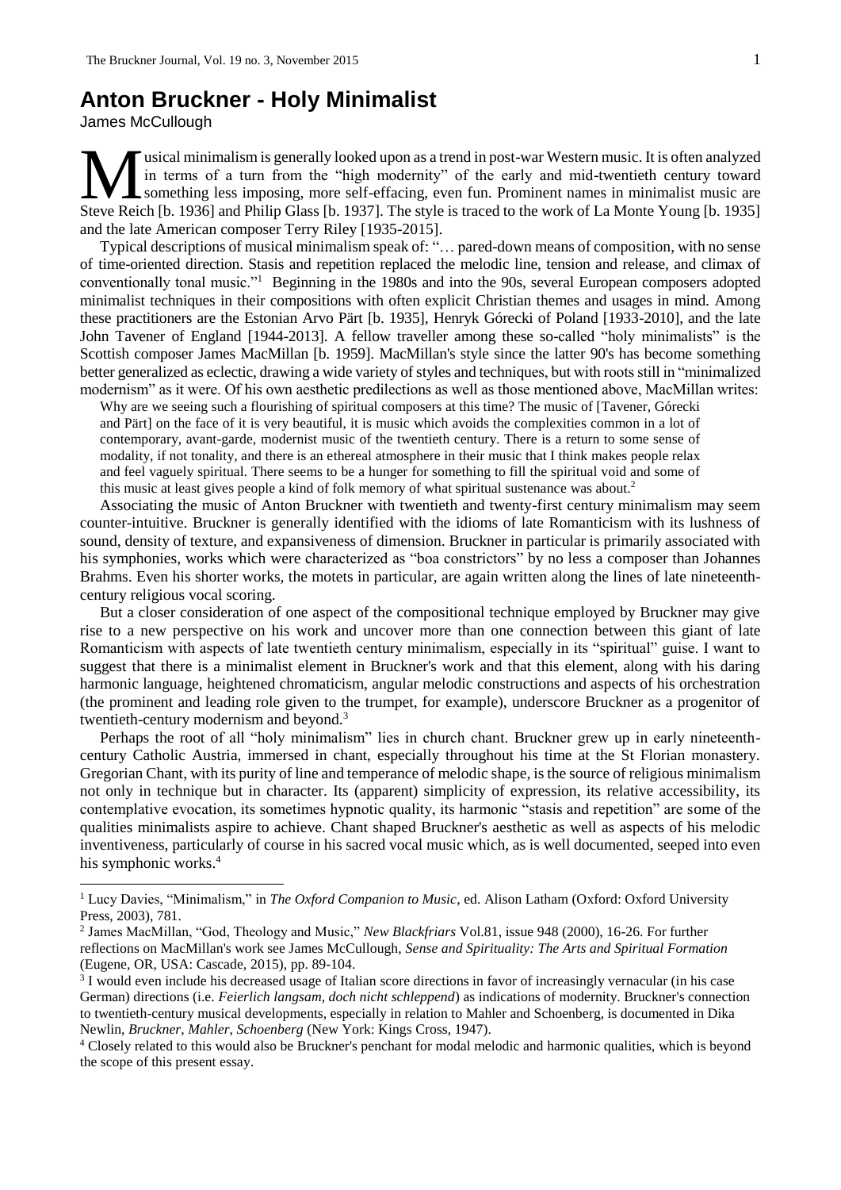# Anton Bruckner - Holy Minimalist

James McCullough

Musical minimalism is generally looked upon as a trend in post-war Western music. It is often analyzed in terms of a turn from the "high modernity" of the early and mid-twentieth century toward something less imposing, more self-effacing, even fun. Prominent names in minimalist music are Steve Reich [b. 1936] and Philip Glass [b. 1937]. The style is traced to the work of La Monte Young [b. 1935] and the late American composer Terry Riley [1935-2015].

Typical descriptions of musical minimalism speak of: "… pared-down means of composition, with no sense of time-oriented direction. Stasis and repetition replaced the melodic line, tension and release, and climax of conventionally tonal music."[1] Beginning in the 1980s and into the 90s, several European composers adopted minimalist techniques in their compositions with often explicit Christian themes and usages in mind. Among these practitioners are the Estonian Arvo Pärt [b. 1935], Henryk Górecki of Poland [1933-2010], and the late John Tavener of England [1944-2013]. A fellow traveller among these so-called "holy minimalists" is the Scottish composer James MacMillan [b. 1959]. MacMillan's style since the latter 90's has become something better generalized as eclectic, drawing a wide variety of styles and techniques, but with roots still in "minimalized modernism" as it were. Of his own aesthetic predilections as well as those mentioned above, MacMillan writes:

> Why are we seeing such a flourishing of spiritual composers at this time? The music of [Tavener, Górecki and Pärt] on the face of it is very beautiful, it is music which avoids the complexities common in a lot of contemporary, avant-garde, modernist music of the twentieth century. There is a return to some sense of modality, if not tonality, and there is an ethereal atmosphere in their music that I think makes people relax and feel vaguely spiritual. There seems to be a hunger for something to fill the spiritual void and some of this music at least gives people a kind of folk memory of what spiritual sustenance was about.[2]

Associating the music of Anton Bruckner with twentieth and twenty-first century minimalism may seem counter-intuitive. Bruckner is generally identified with the idioms of late Romanticism with its lushness of sound, density of texture, and expansiveness of dimension. Bruckner in particular is primarily associated with his symphonies, works which were characterized as "boa constrictors" by no less a composer than Johannes Brahms. Even his shorter works, the motets in particular, are again written along the lines of late nineteenth-century religious vocal scoring.

But a closer consideration of one aspect of the compositional technique employed by Bruckner may give rise to a new perspective on his work and uncover more than one connection between this giant of late Romanticism with aspects of late twentieth century minimalism, especially in its "spiritual" guise. I want to suggest that there is a minimalist element in Bruckner's work and that this element, along with his daring harmonic language, heightened chromaticism, angular melodic constructions and aspects of his orchestration (the prominent and leading role given to the trumpet, for example), underscore Bruckner as a progenitor of twentieth-century modernism and beyond.[3]

Perhaps the root of all "holy minimalism" lies in church chant. Bruckner grew up in early nineteenth-century Catholic Austria, immersed in chant, especially throughout his time at the St Florian monastery. Gregorian Chant, with its purity of line and temperance of melodic shape, is the source of religious minimalism not only in technique but in character. Its (apparent) simplicity of expression, its relative accessibility, its contemplative evocation, its sometimes hypnotic quality, its harmonic "stasis and repetition" are some of the qualities minimalists aspire to achieve. Chant shaped Bruckner's aesthetic as well as aspects of his melodic inventiveness, particularly of course in his sacred vocal music which, as is well documented, seeped into even his symphonic works.[4]

---

[1] Lucy Davies, "Minimalism," in *The Oxford Companion to Music*, ed. Alison Latham (Oxford: Oxford University Press, 2003), 781.

[2] James MacMillan, "God, Theology and Music," *New Blackfriars* Vol.81, issue 948 (2000), 16-26. For further reflections on MacMillan's work see James McCullough, *Sense and Spirituality: The Arts and Spiritual Formation* (Eugene, OR, USA: Cascade, 2015), pp. 89-104.

[3] I would even include his decreased usage of Italian score directions in favor of increasingly vernacular (in his case German) directions (i.e. *Feierlich langsam, doch nicht schleppend*) as indications of modernity. Bruckner's connection to twentieth-century musical developments, especially in relation to Mahler and Schoenberg, is documented in Dika Newlin, *Bruckner, Mahler, Schoenberg* (New York: Kings Cross, 1947).

[4] Closely related to this would also be Bruckner's penchant for modal melodic and harmonic qualities, which is beyond the scope of this present essay.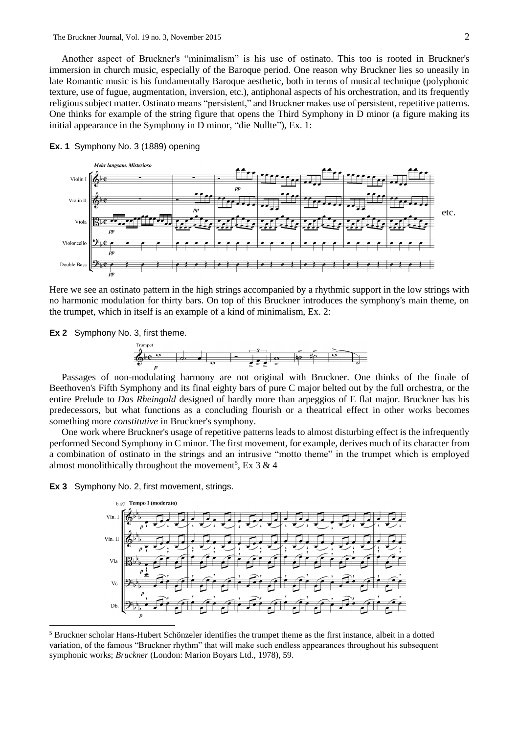Another aspect of Bruckner's "minimalism" is his use of ostinato. This too is rooted in Bruckner's immersion in church music, especially of the Baroque period. One reason why Bruckner lies so uneasily in late Romantic music is his fundamentally Baroque aesthetic, both in terms of musical technique (polyphonic texture, use of fugue, augmentation, inversion, etc.), antiphonal aspects of his orchestration, and its frequently religious subject matter. Ostinato means "persistent," and Bruckner makes use of persistent, repetitive patterns. One thinks for example of the string figure that opens the Third Symphony in D minor (a figure making its initial appearance in the Symphony in D minor, "die Nullte"), Ex. 1:

**Ex. 1** Symphony No. 3 (1889) opening

Here we see an ostinato pattern in the high strings accompanied by a rhythmic support in the low strings with no harmonic modulation for thirty bars. On top of this Bruckner introduces the symphony's main theme, on the trumpet, which in itself is an example of a kind of minimalism, Ex. 2:

**Ex 2** Symphony No. 3, first theme.

Passages of non-modulating harmony are not original with Bruckner. One thinks of the finale of Beethoven's Fifth Symphony and its final eighty bars of pure C major belted out by the full orchestra, or the entire Prelude to *Das Rheingold* designed of hardly more than arpeggios of E flat major. Bruckner has his predecessors, but what functions as a concluding flourish or a theatrical effect in other works becomes something more *constitutive* in Bruckner's symphony.

One work where Bruckner's usage of repetitive patterns leads to almost disturbing effect is the infrequently performed Second Symphony in C minor. The first movement, for example, derives much of its character from a combination of ostinato in the strings and an intrusive "motto theme" in the trumpet which is employed almost monolithically throughout the movement[5], Ex 3 & 4

**Ex 3** Symphony No. 2, first movement, strings.

[5] Bruckner scholar Hans-Hubert Schönzeler identifies the trumpet theme as the first instance, albeit in a dotted variation, of the famous "Bruckner rhythm" that will make such endless appearances throughout his subsequent symphonic works; *Bruckner* (London: Marion Boyars Ltd., 1978), 59.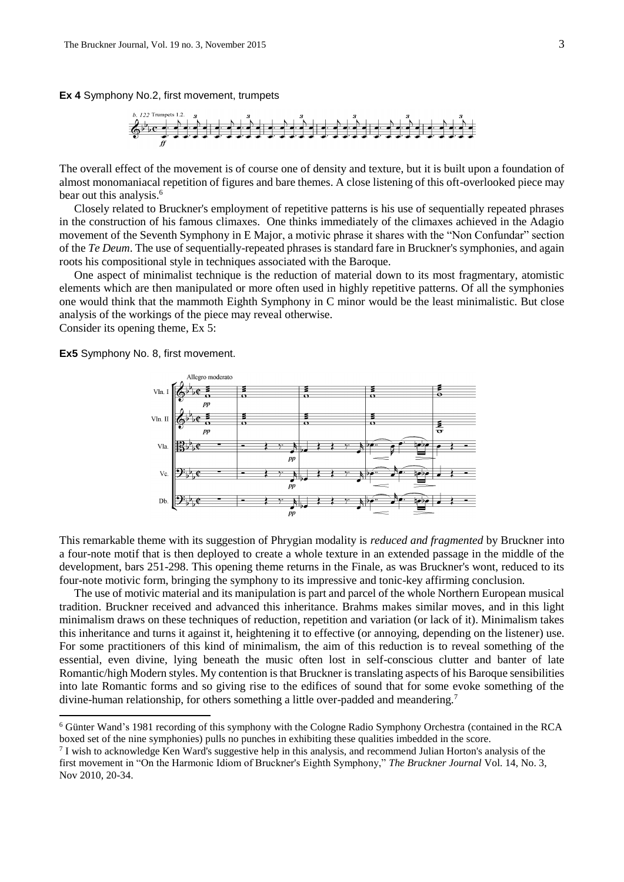**Ex 4** Symphony No.2, first movement, trumpets

The overall effect of the movement is of course one of density and texture, but it is built upon a foundation of almost monomaniacal repetition of figures and bare themes. A close listening of this oft-overlooked piece may bear out this analysis.[6]

Closely related to Bruckner's employment of repetitive patterns is his use of sequentially repeated phrases in the construction of his famous climaxes. One thinks immediately of the climaxes achieved in the Adagio movement of the Seventh Symphony in E Major, a motivic phrase it shares with the "Non Confundar" section of the *Te Deum*. The use of sequentially-repeated phrases is standard fare in Bruckner's symphonies, and again roots his compositional style in techniques associated with the Baroque.

One aspect of minimalist technique is the reduction of material down to its most fragmentary, atomistic elements which are then manipulated or more often used in highly repetitive patterns. Of all the symphonies one would think that the mammoth Eighth Symphony in C minor would be the least minimalistic. But close analysis of the workings of the piece may reveal otherwise.
Consider its opening theme, Ex 5:

**Ex5** Symphony No. 8, first movement.

This remarkable theme with its suggestion of Phrygian modality is *reduced and fragmented* by Bruckner into a four-note motif that is then deployed to create a whole texture in an extended passage in the middle of the development, bars 251-298. This opening theme returns in the Finale, as was Bruckner's wont, reduced to its four-note motivic form, bringing the symphony to its impressive and tonic-key affirming conclusion.

The use of motivic material and its manipulation is part and parcel of the whole Northern European musical tradition. Bruckner received and advanced this inheritance. Brahms makes similar moves, and in this light minimalism draws on these techniques of reduction, repetition and variation (or lack of it). Minimalism takes this inheritance and turns it against it, heightening it to effective (or annoying, depending on the listener) use. For some practitioners of this kind of minimalism, the aim of this reduction is to reveal something of the essential, even divine, lying beneath the music often lost in self-conscious clutter and banter of late Romantic/high Modern styles. My contention is that Bruckner is translating aspects of his Baroque sensibilities into late Romantic forms and so giving rise to the edifices of sound that for some evoke something of the divine-human relationship, for others something a little over-padded and meandering.[7]

---

[6] Günter Wand's 1981 recording of this symphony with the Cologne Radio Symphony Orchestra (contained in the RCA boxed set of the nine symphonies) pulls no punches in exhibiting these qualities imbedded in the score.

[7] I wish to acknowledge Ken Ward's suggestive help in this analysis, and recommend Julian Horton's analysis of the first movement in "On the Harmonic Idiom of Bruckner's Eighth Symphony," *The Bruckner Journal* Vol. 14, No. 3, Nov 2010, 20-34.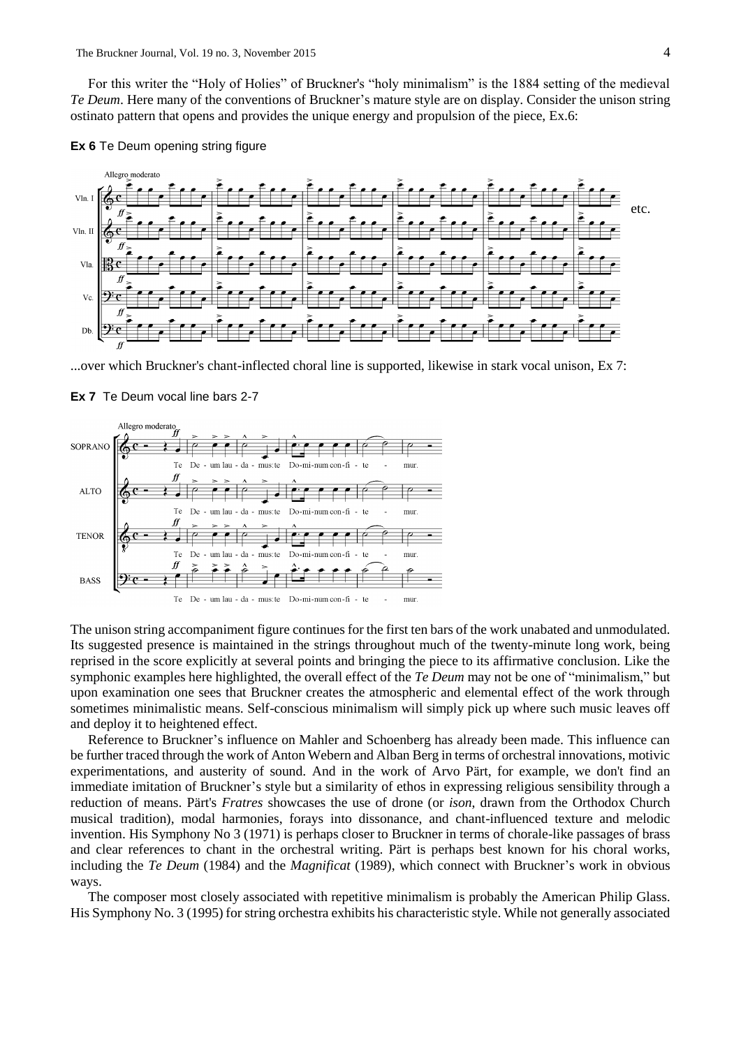For this writer the "Holy of Holies" of Bruckner's "holy minimalism" is the 1884 setting of the medieval *Te Deum*. Here many of the conventions of Bruckner's mature style are on display. Consider the unison string ostinato pattern that opens and provides the unique energy and propulsion of the piece, Ex.6:

**Ex 6** Te Deum opening string figure

...over which Bruckner's chant-inflected choral line is supported, likewise in stark vocal unison, Ex 7:

**Ex 7** Te Deum vocal line bars 2-7

The unison string accompaniment figure continues for the first ten bars of the work unabated and unmodulated. Its suggested presence is maintained in the strings throughout much of the twenty-minute long work, being reprised in the score explicitly at several points and bringing the piece to its affirmative conclusion. Like the symphonic examples here highlighted, the overall effect of the *Te Deum* may not be one of "minimalism," but upon examination one sees that Bruckner creates the atmospheric and elemental effect of the work through sometimes minimalistic means. Self-conscious minimalism will simply pick up where such music leaves off and deploy it to heightened effect.

Reference to Bruckner's influence on Mahler and Schoenberg has already been made. This influence can be further traced through the work of Anton Webern and Alban Berg in terms of orchestral innovations, motivic experimentations, and austerity of sound. And in the work of Arvo Pärt, for example, we don't find an immediate imitation of Bruckner's style but a similarity of ethos in expressing religious sensibility through a reduction of means. Pärt's *Fratres* showcases the use of drone (or *ison*, drawn from the Orthodox Church musical tradition), modal harmonies, forays into dissonance, and chant-influenced texture and melodic invention. His Symphony No 3 (1971) is perhaps closer to Bruckner in terms of chorale-like passages of brass and clear references to chant in the orchestral writing. Pärt is perhaps best known for his choral works, including the *Te Deum* (1984) and the *Magnificat* (1989), which connect with Bruckner's work in obvious ways.

The composer most closely associated with repetitive minimalism is probably the American Philip Glass. His Symphony No. 3 (1995) for string orchestra exhibits his characteristic style. While not generally associated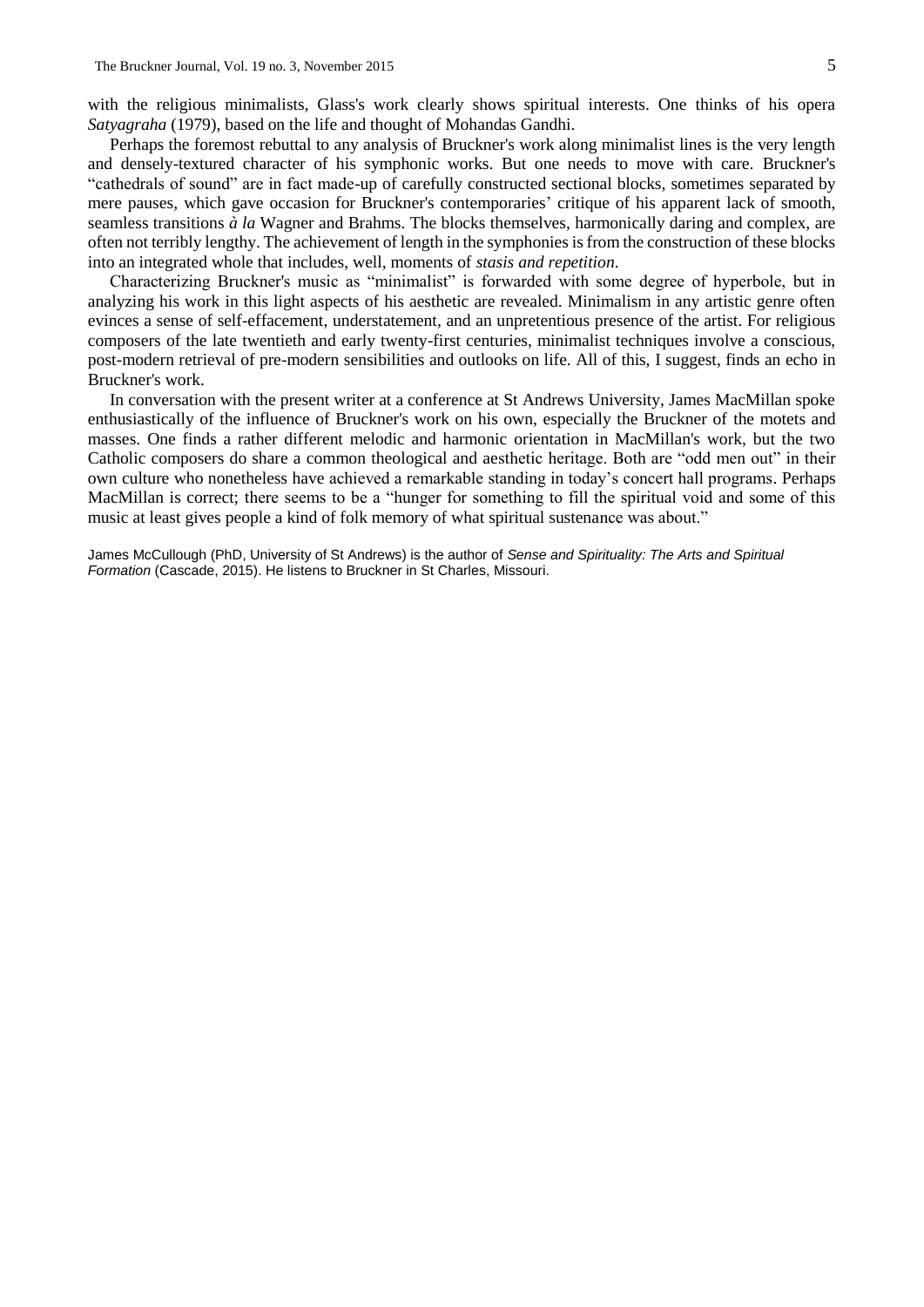with the religious minimalists, Glass's work clearly shows spiritual interests. One thinks of his opera *Satyagraha* (1979), based on the life and thought of Mohandas Gandhi.

Perhaps the foremost rebuttal to any analysis of Bruckner's work along minimalist lines is the very length and densely-textured character of his symphonic works. But one needs to move with care. Bruckner's "cathedrals of sound" are in fact made-up of carefully constructed sectional blocks, sometimes separated by mere pauses, which gave occasion for Bruckner's contemporaries' critique of his apparent lack of smooth, seamless transitions *à la* Wagner and Brahms. The blocks themselves, harmonically daring and complex, are often not terribly lengthy. The achievement of length in the symphonies is from the construction of these blocks into an integrated whole that includes, well, moments of *stasis and repetition*.

Characterizing Bruckner's music as "minimalist" is forwarded with some degree of hyperbole, but in analyzing his work in this light aspects of his aesthetic are revealed. Minimalism in any artistic genre often evinces a sense of self-effacement, understatement, and an unpretentious presence of the artist. For religious composers of the late twentieth and early twenty-first centuries, minimalist techniques involve a conscious, post-modern retrieval of pre-modern sensibilities and outlooks on life. All of this, I suggest, finds an echo in Bruckner's work.

In conversation with the present writer at a conference at St Andrews University, James MacMillan spoke enthusiastically of the influence of Bruckner's work on his own, especially the Bruckner of the motets and masses. One finds a rather different melodic and harmonic orientation in MacMillan's work, but the two Catholic composers do share a common theological and aesthetic heritage. Both are "odd men out" in their own culture who nonetheless have achieved a remarkable standing in today's concert hall programs. Perhaps MacMillan is correct; there seems to be a "hunger for something to fill the spiritual void and some of this music at least gives people a kind of folk memory of what spiritual sustenance was about."

James McCullough (PhD, University of St Andrews) is the author of *Sense and Spirituality: The Arts and Spiritual Formation* (Cascade, 2015). He listens to Bruckner in St Charles, Missouri.